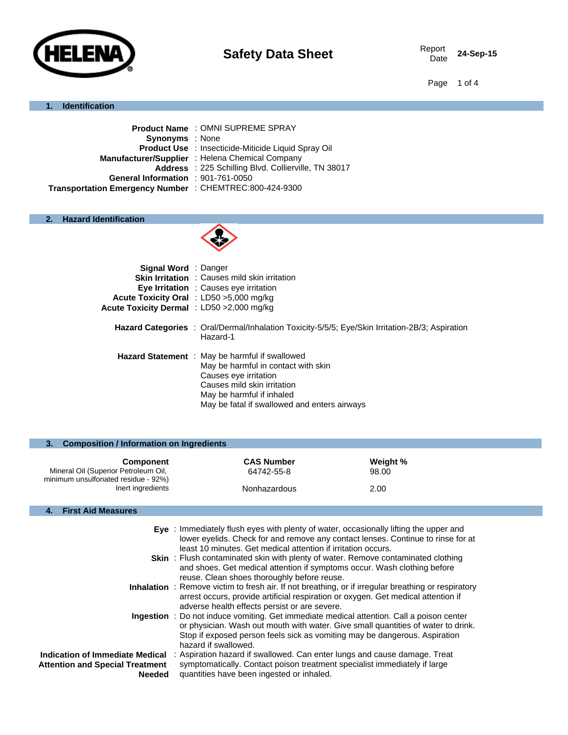# Safety Data Sheet

Report Date **24-Sep-15**

## 1. Identification

**Product Name** : OMNI SUPREME SPRAY
**Synonyms** : None
**Product Use** : Insecticide-Miticide Liquid Spray Oil
**Manufacturer/Supplier** : Helena Chemical Company
**Address** : 225 Schilling Blvd. Collierville, TN 38017
**General Information** : 901-761-0050
**Transportation Emergency Number** : CHEMTREC:800-424-9300

## 2. Hazard Identification

**Signal Word** : Danger
**Skin Irritation** : Causes mild skin irritation
**Eye Irritation** : Causes eye irritation
**Acute Toxicity Oral** : LD50 >5,000 mg/kg
**Acute Toxicity Dermal** : LD50 >2,000 mg/kg

**Hazard Categories** : Oral/Dermal/Inhalation Toxicity-5/5/5; Eye/Skin Irritation-2B/3; Aspiration Hazard-1

**Hazard Statement** : May be harmful if swallowed
May be harmful in contact with skin
Causes eye irritation
Causes mild skin irritation
May be harmful if inhaled
May be fatal if swallowed and enters airways

## 3. Composition / Information on Ingredients

| Component | CAS Number | Weight % |
|---|---|---|
| Mineral Oil (Superior Petroleum Oil, minimum unsulfonated residue - 92%) | 64742-55-8 | 98.00 |
| Inert ingredients | Nonhazardous | 2.00 |

## 4. First Aid Measures

**Eye** : Immediately flush eyes with plenty of water, occasionally lifting the upper and lower eyelids. Check for and remove any contact lenses. Continue to rinse for at least 10 minutes. Get medical attention if irritation occurs.

**Skin** : Flush contaminated skin with plenty of water. Remove contaminated clothing and shoes. Get medical attention if symptoms occur. Wash clothing before reuse. Clean shoes thoroughly before reuse.

**Inhalation** : Remove victim to fresh air. If not breathing, or if irregular breathing or respiratory arrest occurs, provide artificial respiration or oxygen. Get medical attention if adverse health effects persist or are severe.

**Ingestion** : Do not induce vomiting. Get immediate medical attention. Call a poison center or physician. Wash out mouth with water. Give small quantities of water to drink. Stop if exposed person feels sick as vomiting may be dangerous. Aspiration hazard if swallowed.

**Indication of Immediate Medical Attention and Special Treatment Needed** : Aspiration hazard if swallowed. Can enter lungs and cause damage. Treat symptomatically. Contact poison treatment specialist immediately if large quantities have been ingested or inhaled.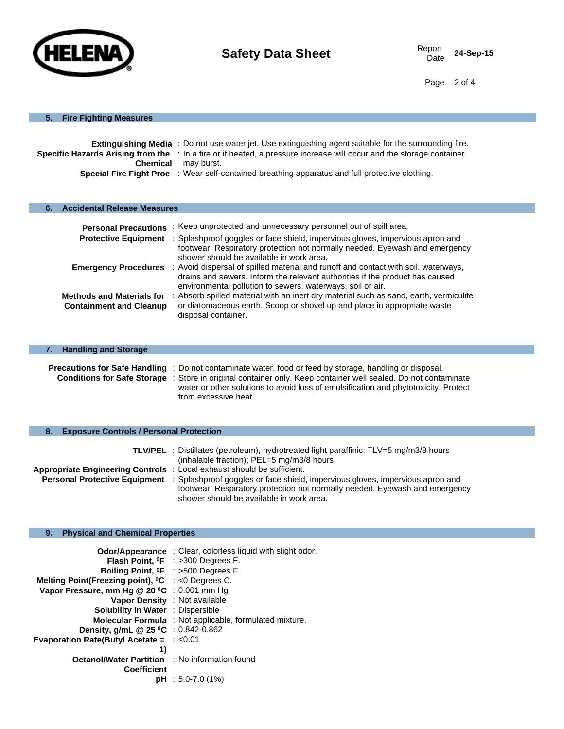## 5. Fire Fighting Measures

**Extinguishing Media** : Do not use water jet. Use extinguishing agent suitable for the surrounding fire.

**Specific Hazards Arising from the Chemical** : In a fire or if heated, a pressure increase will occur and the storage container may burst.

**Special Fire Fight Proc** : Wear self-contained breathing apparatus and full protective clothing.

## 6. Accidental Release Measures

**Personal Precautions** : Keep unprotected and unnecessary personnel out of spill area.

**Protective Equipment** : Splashproof goggles or face shield, impervious gloves, impervious apron and footwear. Respiratory protection not normally needed. Eyewash and emergency shower should be available in work area.

**Emergency Procedures** : Avoid dispersal of spilled material and runoff and contact with soil, waterways, drains and sewers. Inform the relevant authorities if the product has caused environmental pollution to sewers, waterways, soil or air.

**Methods and Materials for Containment and Cleanup** : Absorb spilled material with an inert dry material such as sand, earth, vermiculite or diatomaceous earth. Scoop or shovel up and place in appropriate waste disposal container.

## 7. Handling and Storage

**Precautions for Safe Handling** : Do not contaminate water, food or feed by storage, handling or disposal.

**Conditions for Safe Storage** : Store in original container only. Keep container well sealed. Do not contaminate water or other solutions to avoid loss of emulsification and phytotoxicity. Protect from excessive heat.

## 8. Exposure Controls / Personal Protection

**TLV/PEL** : Distillates (petroleum), hydrotreated light paraffinic: TLV=5 mg/m3/8 hours (inhalable fraction); PEL=5 mg/m3/8 hours

**Appropriate Engineering Controls** : Local exhaust should be sufficient.

**Personal Protective Equipment** : Splashproof goggles or face shield, impervious gloves, impervious apron and footwear. Respiratory protection not normally needed. Eyewash and emergency shower should be available in work area.

## 9. Physical and Chemical Properties

**Odor/Appearance** : Clear, colorless liquid with slight odor.

**Flash Point, ⁰F** : >300 Degrees F.

**Boiling Point, ⁰F** : >500 Degrees F.

**Melting Point(Freezing point), ⁰C** : <0 Degrees C.

**Vapor Pressure, mm Hg @ 20 ⁰C** : 0.001 mm Hg

**Vapor Density** : Not available

**Solubility in Water** : Dispersible

**Molecular Formula** : Not applicable, formulated mixture.

**Density, g/mL @ 25 ⁰C** : 0.842-0.862

**Evaporation Rate(Butyl Acetate = 1)** : <0.01

**Octanol/Water Partition Coefficient** : No information found

**pH** : 5.0-7.0 (1%)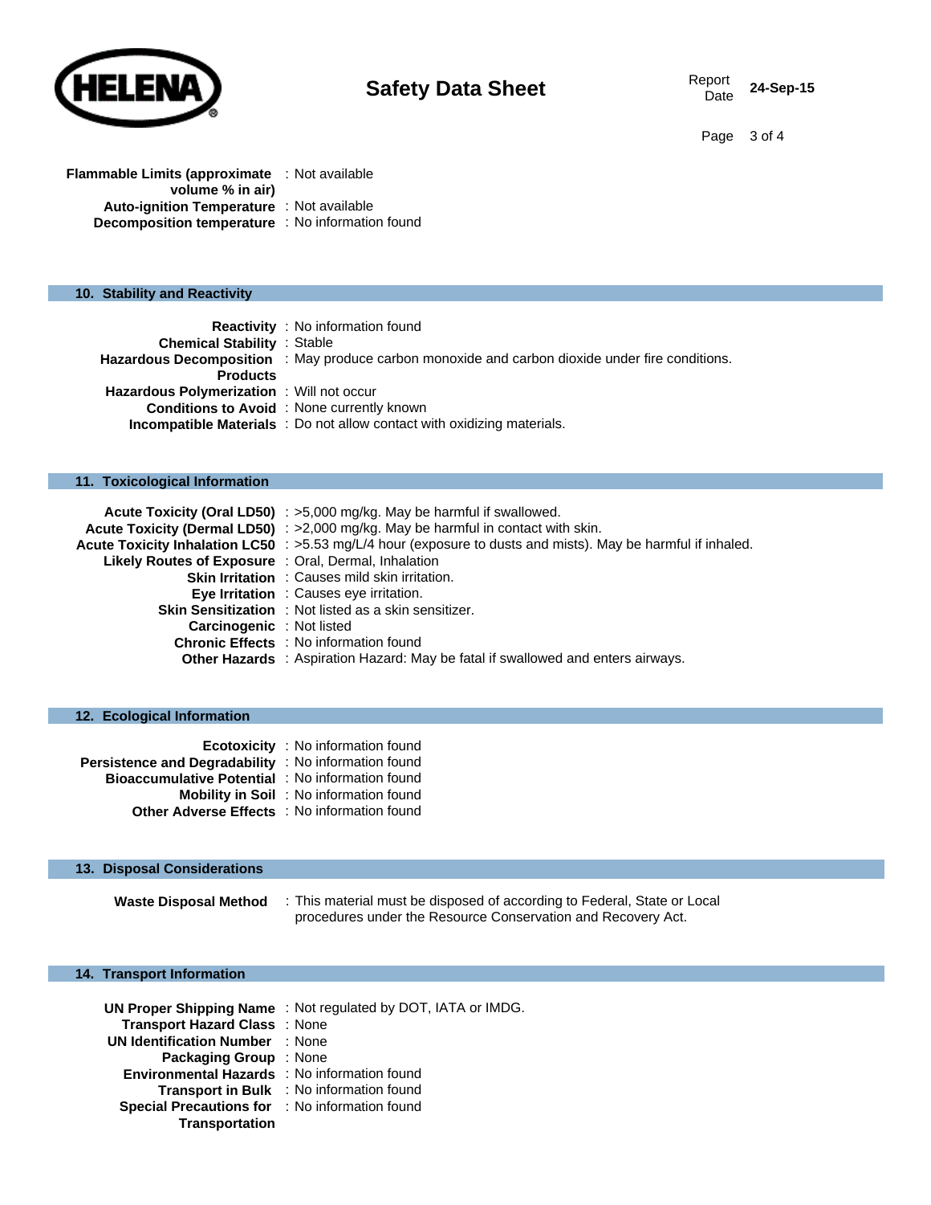**Flammable Limits (approximate volume % in air)** : Not available
**Auto-ignition Temperature** : Not available
**Decomposition temperature** : No information found

## 10. Stability and Reactivity

**Reactivity** : No information found
**Chemical Stability** : Stable
**Hazardous Decomposition Products** : May produce carbon monoxide and carbon dioxide under fire conditions.
**Hazardous Polymerization** : Will not occur
**Conditions to Avoid** : None currently known
**Incompatible Materials** : Do not allow contact with oxidizing materials.

## 11. Toxicological Information

**Acute Toxicity (Oral LD50)** : >5,000 mg/kg. May be harmful if swallowed.
**Acute Toxicity (Dermal LD50)** : >2,000 mg/kg. May be harmful in contact with skin.
**Acute Toxicity Inhalation LC50** : >5.53 mg/L/4 hour (exposure to dusts and mists). May be harmful if inhaled.
**Likely Routes of Exposure** : Oral, Dermal, Inhalation
**Skin Irritation** : Causes mild skin irritation.
**Eye Irritation** : Causes eye irritation.
**Skin Sensitization** : Not listed as a skin sensitizer.
**Carcinogenic** : Not listed
**Chronic Effects** : No information found
**Other Hazards** : Aspiration Hazard: May be fatal if swallowed and enters airways.

## 12. Ecological Information

**Ecotoxicity** : No information found
**Persistence and Degradability** : No information found
**Bioaccumulative Potential** : No information found
**Mobility in Soil** : No information found
**Other Adverse Effects** : No information found

## 13. Disposal Considerations

**Waste Disposal Method** : This material must be disposed of according to Federal, State or Local procedures under the Resource Conservation and Recovery Act.

## 14. Transport Information

**UN Proper Shipping Name** : Not regulated by DOT, IATA or IMDG.
**Transport Hazard Class** : None
**UN Identification Number** : None
**Packaging Group** : None
**Environmental Hazards** : No information found
**Transport in Bulk** : No information found
**Special Precautions for Transportation** : No information found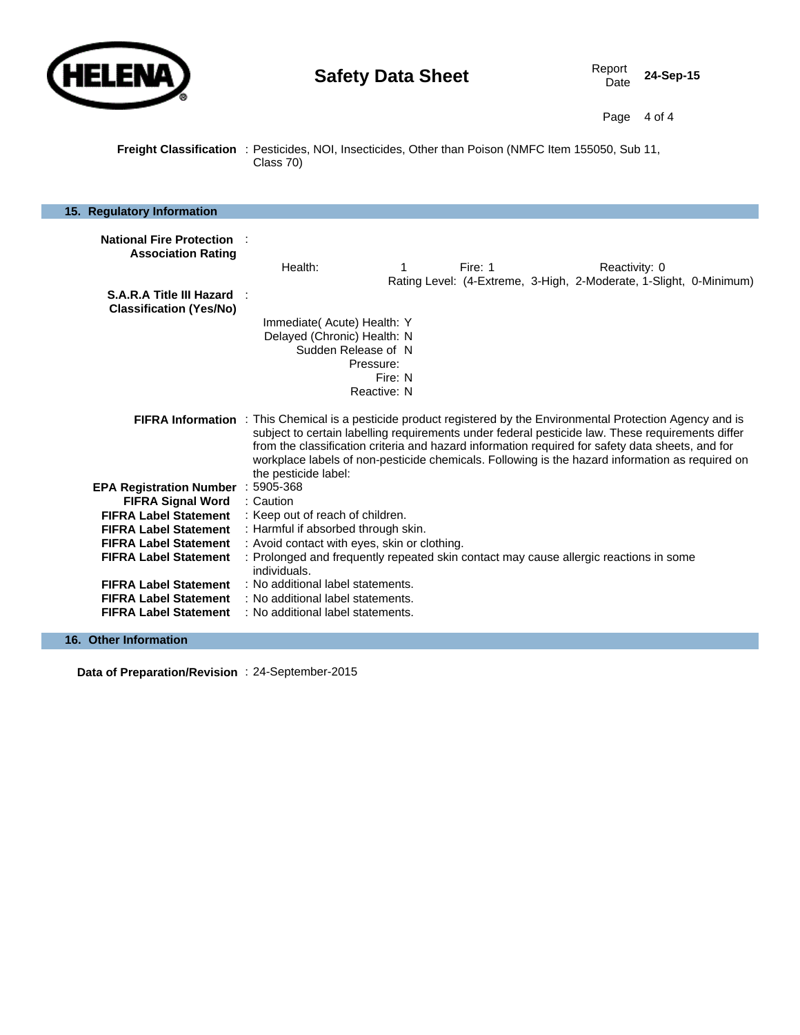**Freight Classification** : Pesticides, NOI, Insecticides, Other than Poison (NMFC Item 155050, Sub 11, Class 70)

## 15. Regulatory Information

**National Fire Protection Association Rating** :

Health: 1 Fire: 1 Reactivity: 0

Rating Level: (4-Extreme, 3-High, 2-Moderate, 1-Slight, 0-Minimum)

**S.A.R.A Title III Hazard Classification (Yes/No)** :

Immediate( Acute) Health: Y
Delayed (Chronic) Health: N
Sudden Release of Pressure: N
Fire: N
Reactive: N

**FIFRA Information** : This Chemical is a pesticide product registered by the Environmental Protection Agency and is subject to certain labelling requirements under federal pesticide law. These requirements differ from the classification criteria and hazard information required for safety data sheets, and for workplace labels of non-pesticide chemicals. Following is the hazard information as required on the pesticide label:

**EPA Registration Number** : 5905-368
**FIFRA Signal Word** : Caution
**FIFRA Label Statement** : Keep out of reach of children.
**FIFRA Label Statement** : Harmful if absorbed through skin.
**FIFRA Label Statement** : Avoid contact with eyes, skin or clothing.
**FIFRA Label Statement** : Prolonged and frequently repeated skin contact may cause allergic reactions in some individuals.
**FIFRA Label Statement** : No additional label statements.
**FIFRA Label Statement** : No additional label statements.
**FIFRA Label Statement** : No additional label statements.

## 16. Other Information

**Data of Preparation/Revision** : 24-September-2015